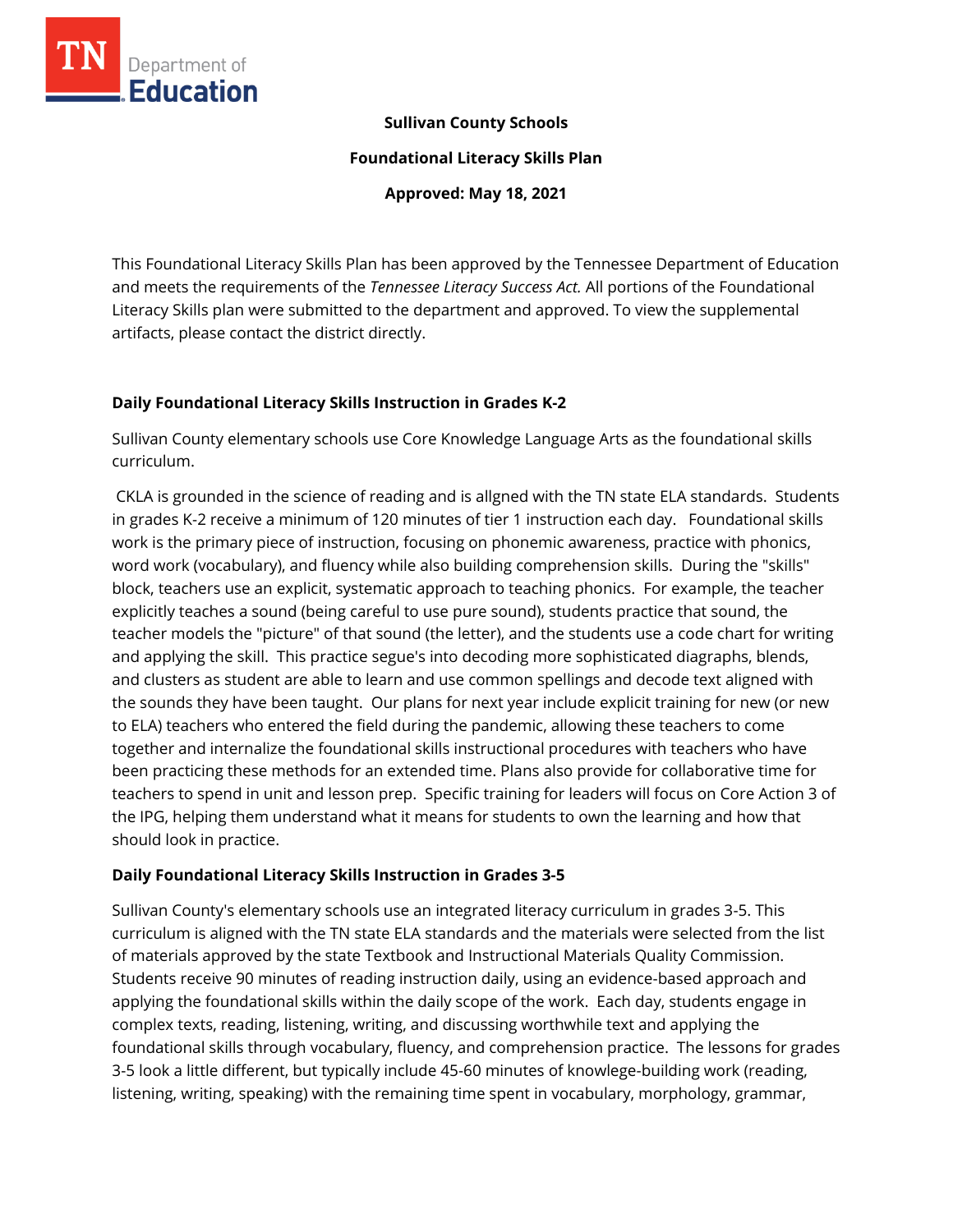**Sullivan County Schools**

**Foundational Literacy Skills Plan**

**Approved: May 18, 2021**

This Foundational Literacy Skills Plan has been approved by the Tennessee Department of Education and meets the requirements of the *Tennessee Literacy Success Act.* All portions of the Foundational Literacy Skills plan were submitted to the department and approved. To view the supplemental artifacts, please contact the district directly.

## Daily Foundational Literacy Skills Instruction in Grades K-2

Sullivan County elementary schools use Core Knowledge Language Arts as the foundational skills curriculum.

CKLA is grounded in the science of reading and is allgned with the TN state ELA standards. Students in grades K-2 receive a minimum of 120 minutes of tier 1 instruction each day. Foundational skills work is the primary piece of instruction, focusing on phonemic awareness, practice with phonics, word work (vocabulary), and fluency while also building comprehension skills. During the "skills" block, teachers use an explicit, systematic approach to teaching phonics. For example, the teacher explicitly teaches a sound (being careful to use pure sound), students practice that sound, the teacher models the "picture" of that sound (the letter), and the students use a code chart for writing and applying the skill. This practice segue's into decoding more sophisticated diagraphs, blends, and clusters as student are able to learn and use common spellings and decode text aligned with the sounds they have been taught. Our plans for next year include explicit training for new (or new to ELA) teachers who entered the field during the pandemic, allowing these teachers to come together and internalize the foundational skills instructional procedures with teachers who have been practicing these methods for an extended time. Plans also provide for collaborative time for teachers to spend in unit and lesson prep. Specific training for leaders will focus on Core Action 3 of the IPG, helping them understand what it means for students to own the learning and how that should look in practice.

## Daily Foundational Literacy Skills Instruction in Grades 3-5

Sullivan County's elementary schools use an integrated literacy curriculum in grades 3-5. This curriculum is aligned with the TN state ELA standards and the materials were selected from the list of materials approved by the state Textbook and Instructional Materials Quality Commission. Students receive 90 minutes of reading instruction daily, using an evidence-based approach and applying the foundational skills within the daily scope of the work. Each day, students engage in complex texts, reading, listening, writing, and discussing worthwhile text and applying the foundational skills through vocabulary, fluency, and comprehension practice. The lessons for grades 3-5 look a little different, but typically include 45-60 minutes of knowlege-building work (reading, listening, writing, speaking) with the remaining time spent in vocabulary, morphology, grammar,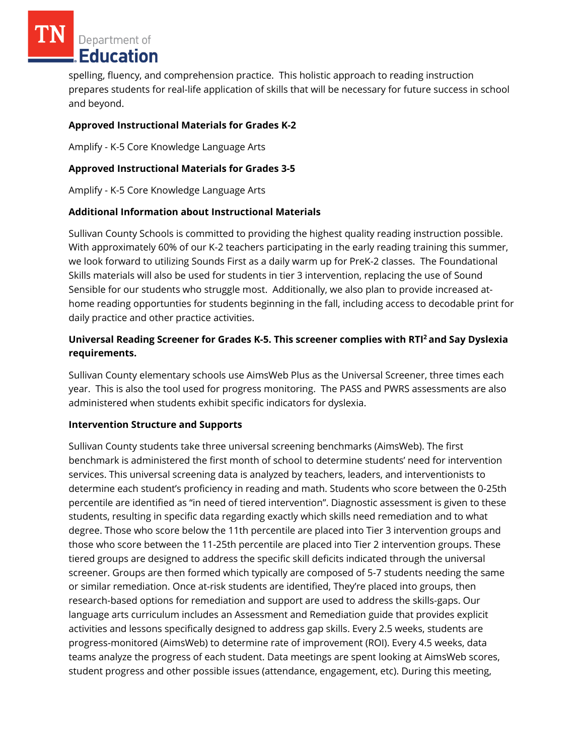spelling, fluency, and comprehension practice. This holistic approach to reading instruction prepares students for real-life application of skills that will be necessary for future success in school and beyond.

**Approved Instructional Materials for Grades K-2**

Amplify - K-5 Core Knowledge Language Arts

**Approved Instructional Materials for Grades 3-5**

Amplify - K-5 Core Knowledge Language Arts

**Additional Information about Instructional Materials**

Sullivan County Schools is committed to providing the highest quality reading instruction possible. With approximately 60% of our K-2 teachers participating in the early reading training this summer, we look forward to utilizing Sounds First as a daily warm up for PreK-2 classes. The Foundational Skills materials will also be used for students in tier 3 intervention, replacing the use of Sound Sensible for our students who struggle most. Additionally, we also plan to provide increased at-home reading opportunties for students beginning in the fall, including access to decodable print for daily practice and other practice activities.

**Universal Reading Screener for Grades K-5. This screener complies with RTI² and Say Dyslexia requirements.**

Sullivan County elementary schools use AimsWeb Plus as the Universal Screener, three times each year. This is also the tool used for progress monitoring. The PASS and PWRS assessments are also administered when students exhibit specific indicators for dyslexia.

**Intervention Structure and Supports**

Sullivan County students take three universal screening benchmarks (AimsWeb). The first benchmark is administered the first month of school to determine students' need for intervention services. This universal screening data is analyzed by teachers, leaders, and interventionists to determine each student's proficiency in reading and math. Students who score between the 0-25th percentile are identified as "in need of tiered intervention". Diagnostic assessment is given to these students, resulting in specific data regarding exactly which skills need remediation and to what degree. Those who score below the 11th percentile are placed into Tier 3 intervention groups and those who score between the 11-25th percentile are placed into Tier 2 intervention groups. These tiered groups are designed to address the specific skill deficits indicated through the universal screener. Groups are then formed which typically are composed of 5-7 students needing the same or similar remediation. Once at-risk students are identified, They're placed into groups, then research-based options for remediation and support are used to address the skills-gaps. Our language arts curriculum includes an Assessment and Remediation guide that provides explicit activities and lessons specifically designed to address gap skills. Every 2.5 weeks, students are progress-monitored (AimsWeb) to determine rate of improvement (ROI). Every 4.5 weeks, data teams analyze the progress of each student. Data meetings are spent looking at AimsWeb scores, student progress and other possible issues (attendance, engagement, etc). During this meeting,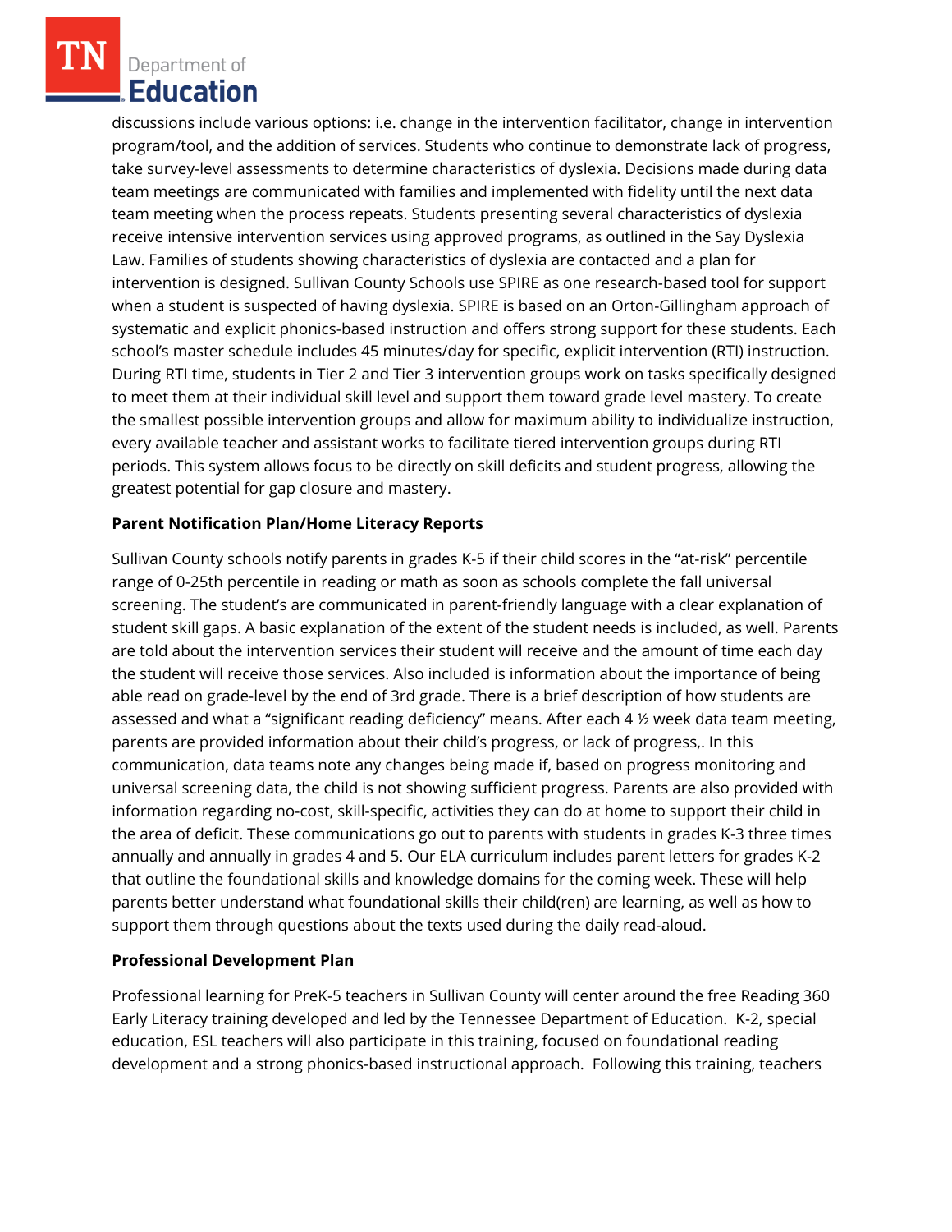discussions include various options: i.e. change in the intervention facilitator, change in intervention program/tool, and the addition of services. Students who continue to demonstrate lack of progress, take survey-level assessments to determine characteristics of dyslexia. Decisions made during data team meetings are communicated with families and implemented with fidelity until the next data team meeting when the process repeats. Students presenting several characteristics of dyslexia receive intensive intervention services using approved programs, as outlined in the Say Dyslexia Law. Families of students showing characteristics of dyslexia are contacted and a plan for intervention is designed. Sullivan County Schools use SPIRE as one research-based tool for support when a student is suspected of having dyslexia. SPIRE is based on an Orton-Gillingham approach of systematic and explicit phonics-based instruction and offers strong support for these students. Each school's master schedule includes 45 minutes/day for specific, explicit intervention (RTI) instruction. During RTI time, students in Tier 2 and Tier 3 intervention groups work on tasks specifically designed to meet them at their individual skill level and support them toward grade level mastery. To create the smallest possible intervention groups and allow for maximum ability to individualize instruction, every available teacher and assistant works to facilitate tiered intervention groups during RTI periods. This system allows focus to be directly on skill deficits and student progress, allowing the greatest potential for gap closure and mastery.

**Parent Notification Plan/Home Literacy Reports**

Sullivan County schools notify parents in grades K-5 if their child scores in the "at-risk" percentile range of 0-25th percentile in reading or math as soon as schools complete the fall universal screening. The student's are communicated in parent-friendly language with a clear explanation of student skill gaps. A basic explanation of the extent of the student needs is included, as well. Parents are told about the intervention services their student will receive and the amount of time each day the student will receive those services. Also included is information about the importance of being able read on grade-level by the end of 3rd grade. There is a brief description of how students are assessed and what a "significant reading deficiency" means. After each 4 ½ week data team meeting, parents are provided information about their child's progress, or lack of progress,. In this communication, data teams note any changes being made if, based on progress monitoring and universal screening data, the child is not showing sufficient progress. Parents are also provided with information regarding no-cost, skill-specific, activities they can do at home to support their child in the area of deficit. These communications go out to parents with students in grades K-3 three times annually and annually in grades 4 and 5. Our ELA curriculum includes parent letters for grades K-2 that outline the foundational skills and knowledge domains for the coming week. These will help parents better understand what foundational skills their child(ren) are learning, as well as how to support them through questions about the texts used during the daily read-aloud.

**Professional Development Plan**

Professional learning for PreK-5 teachers in Sullivan County will center around the free Reading 360 Early Literacy training developed and led by the Tennessee Department of Education. K-2, special education, ESL teachers will also participate in this training, focused on foundational reading development and a strong phonics-based instructional approach. Following this training, teachers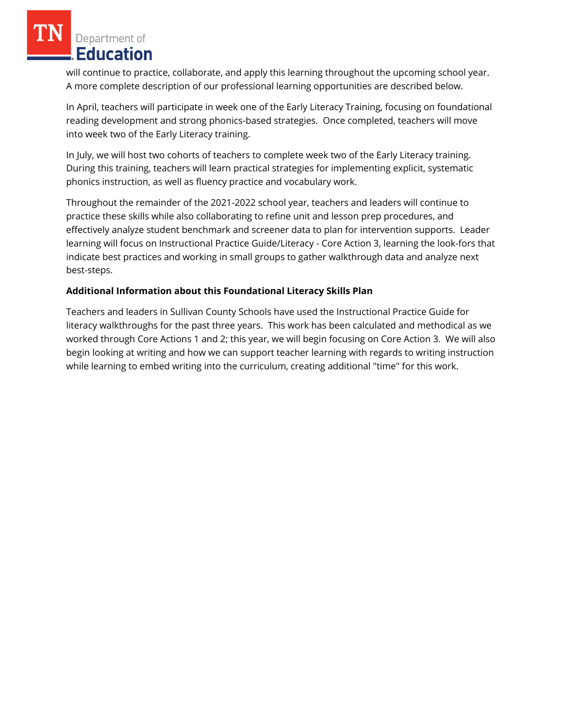will continue to practice, collaborate, and apply this learning throughout the upcoming school year. A more complete description of our professional learning opportunities are described below.

In April, teachers will participate in week one of the Early Literacy Training, focusing on foundational reading development and strong phonics-based strategies.  Once completed, teachers will move into week two of the Early Literacy training.

In July, we will host two cohorts of teachers to complete week two of the Early Literacy training. During this training, teachers will learn practical strategies for implementing explicit, systematic phonics instruction, as well as fluency practice and vocabulary work.

Throughout the remainder of the 2021-2022 school year, teachers and leaders will continue to practice these skills while also collaborating to refine unit and lesson prep procedures, and effectively analyze student benchmark and screener data to plan for intervention supports.  Leader learning will focus on Instructional Practice Guide/Literacy - Core Action 3, learning the look-fors that indicate best practices and working in small groups to gather walkthrough data and analyze next best-steps.

**Additional Information about this Foundational Literacy Skills Plan**

Teachers and leaders in Sullivan County Schools have used the Instructional Practice Guide for literacy walkthroughs for the past three years.  This work has been calculated and methodical as we worked through Core Actions 1 and 2; this year, we will begin focusing on Core Action 3.  We will also begin looking at writing and how we can support teacher learning with regards to writing instruction while learning to embed writing into the curriculum, creating additional "time" for this work.